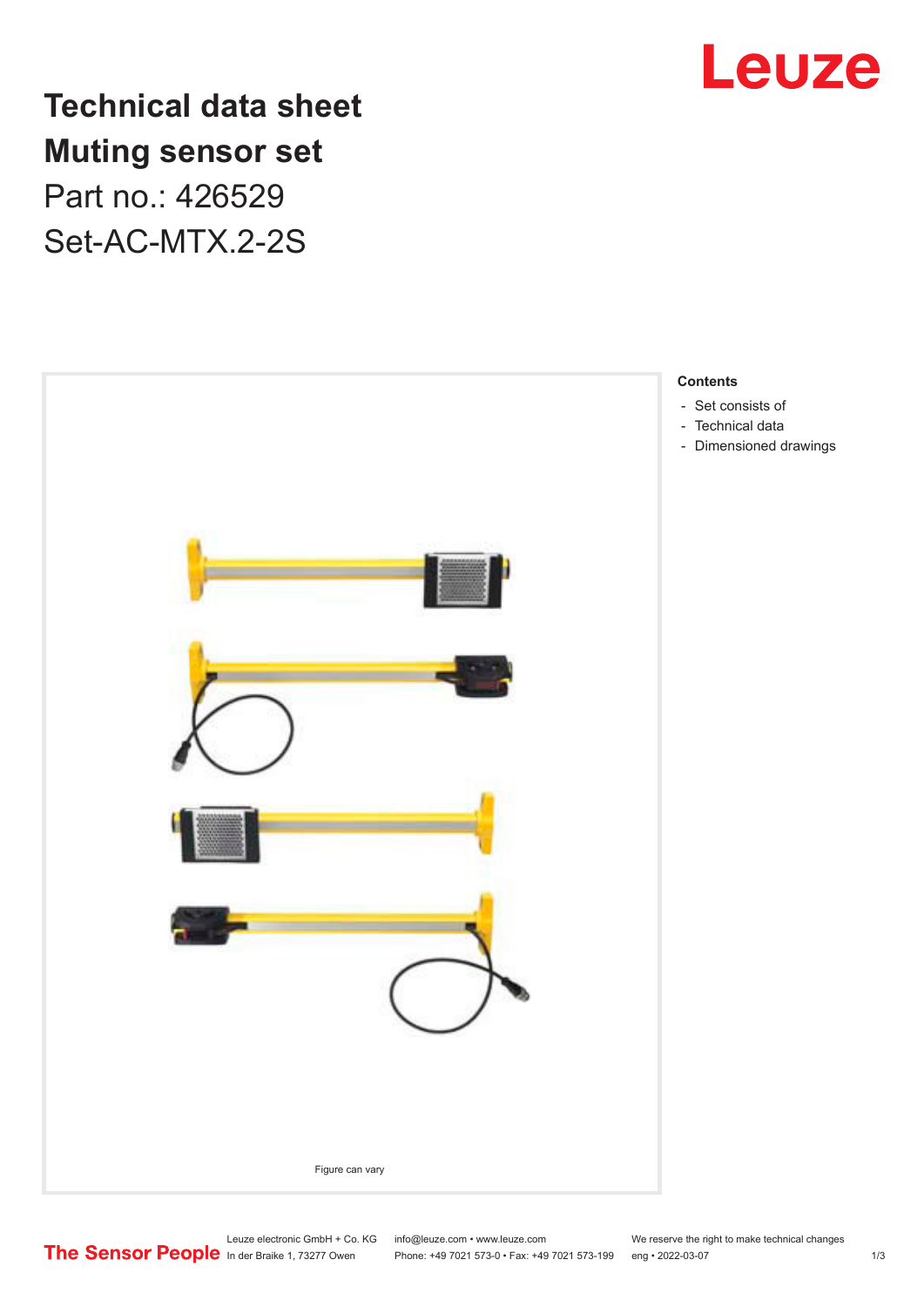# Technical data sheet
# Muting sensor set

Part no.: 426529

Set-AC-MTX.2-2S

Figure can vary

**Contents**

- Set consists of
- Technical data
- Dimensioned drawings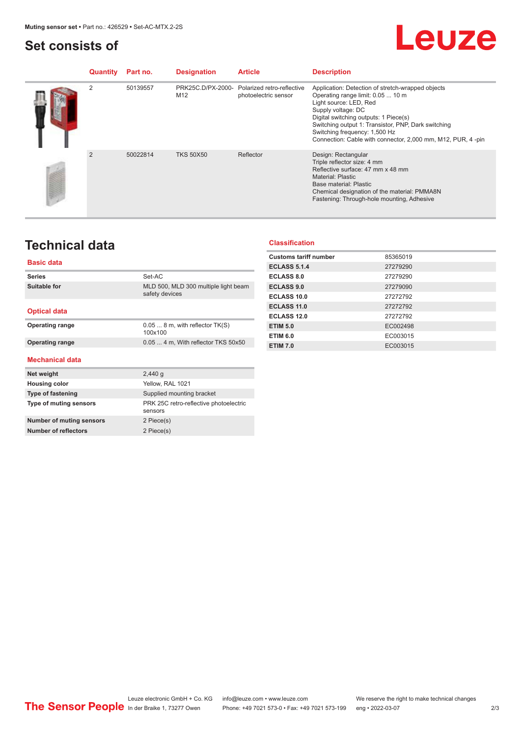# Set consists of

| Quantity | Part no. | Designation | Article | Description |
|---|---|---|---|---|
| 2 | 50139557 | PRK25C.D/PX-2000-M12 | Polarized retro-reflective photoelectric sensor | Application: Detection of stretch-wrapped objects<br>Operating range limit: 0.05 ... 10 m<br>Light source: LED, Red<br>Supply voltage: DC<br>Digital switching outputs: 1 Piece(s)<br>Switching output 1: Transistor, PNP, Dark switching<br>Switching frequency: 1,500 Hz<br>Connection: Cable with connector, 2,000 mm, M12, PUR, 4 -pin |
| 2 | 50022814 | TKS 50X50 | Reflector | Design: Rectangular<br>Triple reflector size: 4 mm<br>Reflective surface: 47 mm x 48 mm<br>Material: Plastic<br>Base material: Plastic<br>Chemical designation of the material: PMMA8N<br>Fastening: Through-hole mounting, Adhesive |

# Technical data

## Basic data

| | |
|---|---|
| Series | Set-AC |
| Suitable for | MLD 500, MLD 300 multiple light beam safety devices |

## Optical data

| | |
|---|---|
| Operating range | 0.05 ... 8 m, with reflector TK(S) 100x100 |
| Operating range | 0.05 ... 4 m, With reflector TKS 50x50 |

## Mechanical data

| | |
|---|---|
| Net weight | 2,440 g |
| Housing color | Yellow, RAL 1021 |
| Type of fastening | Supplied mounting bracket |
| Type of muting sensors | PRK 25C retro-reflective photoelectric sensors |
| Number of muting sensors | 2 Piece(s) |
| Number of reflectors | 2 Piece(s) |

## Classification

| | |
|---|---|
| Customs tariff number | 85365019 |
| ECLASS 5.1.4 | 27279290 |
| ECLASS 8.0 | 27279290 |
| ECLASS 9.0 | 27279090 |
| ECLASS 10.0 | 27272792 |
| ECLASS 11.0 | 27272792 |
| ECLASS 12.0 | 27272792 |
| ETIM 5.0 | EC002498 |
| ETIM 6.0 | EC003015 |
| ETIM 7.0 | EC003015 |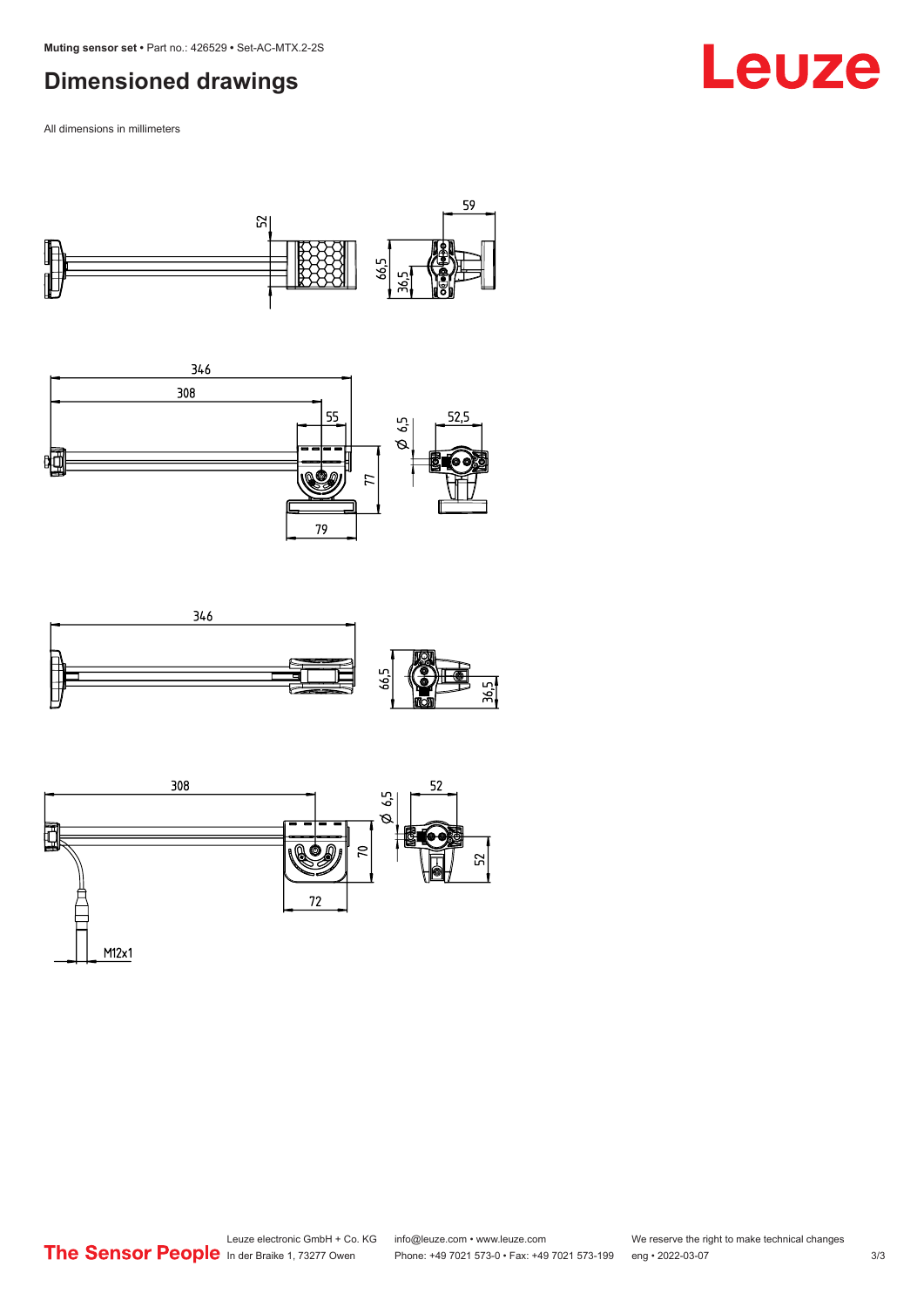## Dimensioned drawings

All dimensions in millimeters

52

59

66,5

36,5

346

308

55

Ø 6,5

52,5

77

79

346

66,5

36,5

308

Ø 6,5

52

70

52

72

M12x1